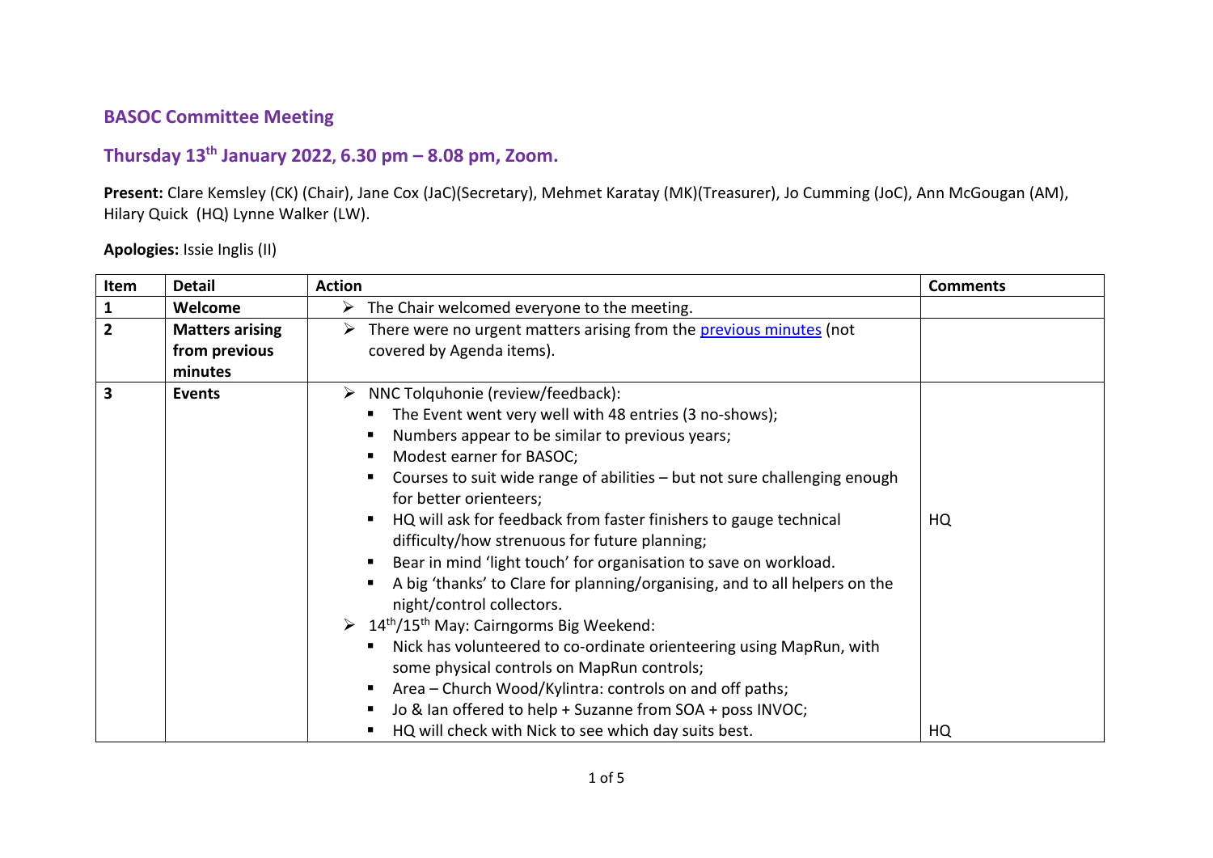## BASOC Committee Meeting

## Thursday 13th January 2022, 6.30 pm – 8.08 pm, Zoom.

**Present:** Clare Kemsley (CK) (Chair), Jane Cox (JaC)(Secretary), Mehmet Karatay (MK)(Treasurer), Jo Cumming (JoC), Ann McGougan (AM), Hilary Quick (HQ) Lynne Walker (LW).

**Apologies:** Issie Inglis (II)

| Item | Detail | Action | Comments |
|---|---|---|---|
| **1** | **Welcome** | ➢ The Chair welcomed everyone to the meeting. | |
| **2** | **Matters arising from previous minutes** | ➢ There were no urgent matters arising from the previous minutes (not covered by Agenda items). | |
| **3** | **Events** | ➢ NNC Tolquhonie (review/feedback):<br>▪ The Event went very well with 48 entries (3 no-shows);<br>▪ Numbers appear to be similar to previous years;<br>▪ Modest earner for BASOC;<br>▪ Courses to suit wide range of abilities – but not sure challenging enough for better orienteers;<br>▪ HQ will ask for feedback from faster finishers to gauge technical difficulty/how strenuous for future planning;<br>▪ Bear in mind 'light touch' for organisation to save on workload.<br>▪ A big 'thanks' to Clare for planning/organising, and to all helpers on the night/control collectors.<br>➢ 14th/15th May: Cairngorms Big Weekend:<br>▪ Nick has volunteered to co-ordinate orienteering using MapRun, with some physical controls on MapRun controls;<br>▪ Area – Church Wood/Kylintra: controls on and off paths;<br>▪ Jo & Ian offered to help + Suzanne from SOA + poss INVOC;<br>▪ HQ will check with Nick to see which day suits best. | HQ<br><br>HQ |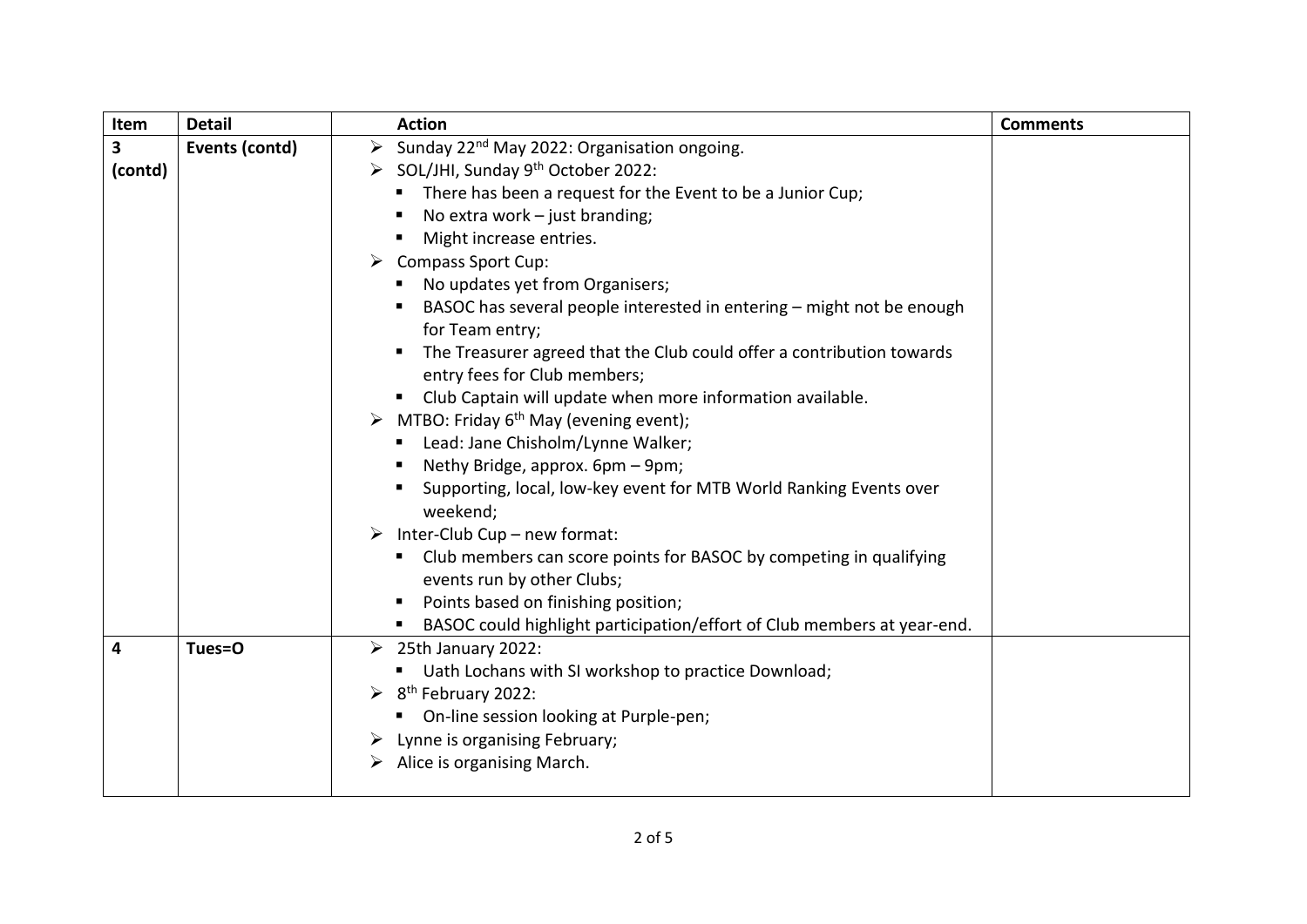| Item | Detail | Action | Comments |
| --- | --- | --- | --- |
| **3 (contd)** | **Events (contd)** | ➢ Sunday 22nd May 2022: Organisation ongoing.<br>➢ SOL/JHI, Sunday 9th October 2022:<br>▪ There has been a request for the Event to be a Junior Cup;<br>▪ No extra work – just branding;<br>▪ Might increase entries.<br>➢ Compass Sport Cup:<br>▪ No updates yet from Organisers;<br>▪ BASOC has several people interested in entering – might not be enough for Team entry;<br>▪ The Treasurer agreed that the Club could offer a contribution towards entry fees for Club members;<br>▪ Club Captain will update when more information available.<br>➢ MTBO: Friday 6th May (evening event);<br>▪ Lead: Jane Chisholm/Lynne Walker;<br>▪ Nethy Bridge, approx. 6pm – 9pm;<br>▪ Supporting, local, low-key event for MTB World Ranking Events over weekend;<br>➢ Inter-Club Cup – new format:<br>▪ Club members can score points for BASOC by competing in qualifying events run by other Clubs;<br>▪ Points based on finishing position;<br>▪ BASOC could highlight participation/effort of Club members at year-end. | |
| **4** | **Tues=O** | ➢ 25th January 2022:<br>▪ Uath Lochans with SI workshop to practice Download;<br>➢ 8th February 2022:<br>▪ On-line session looking at Purple-pen;<br>➢ Lynne is organising February;<br>➢ Alice is organising March. | |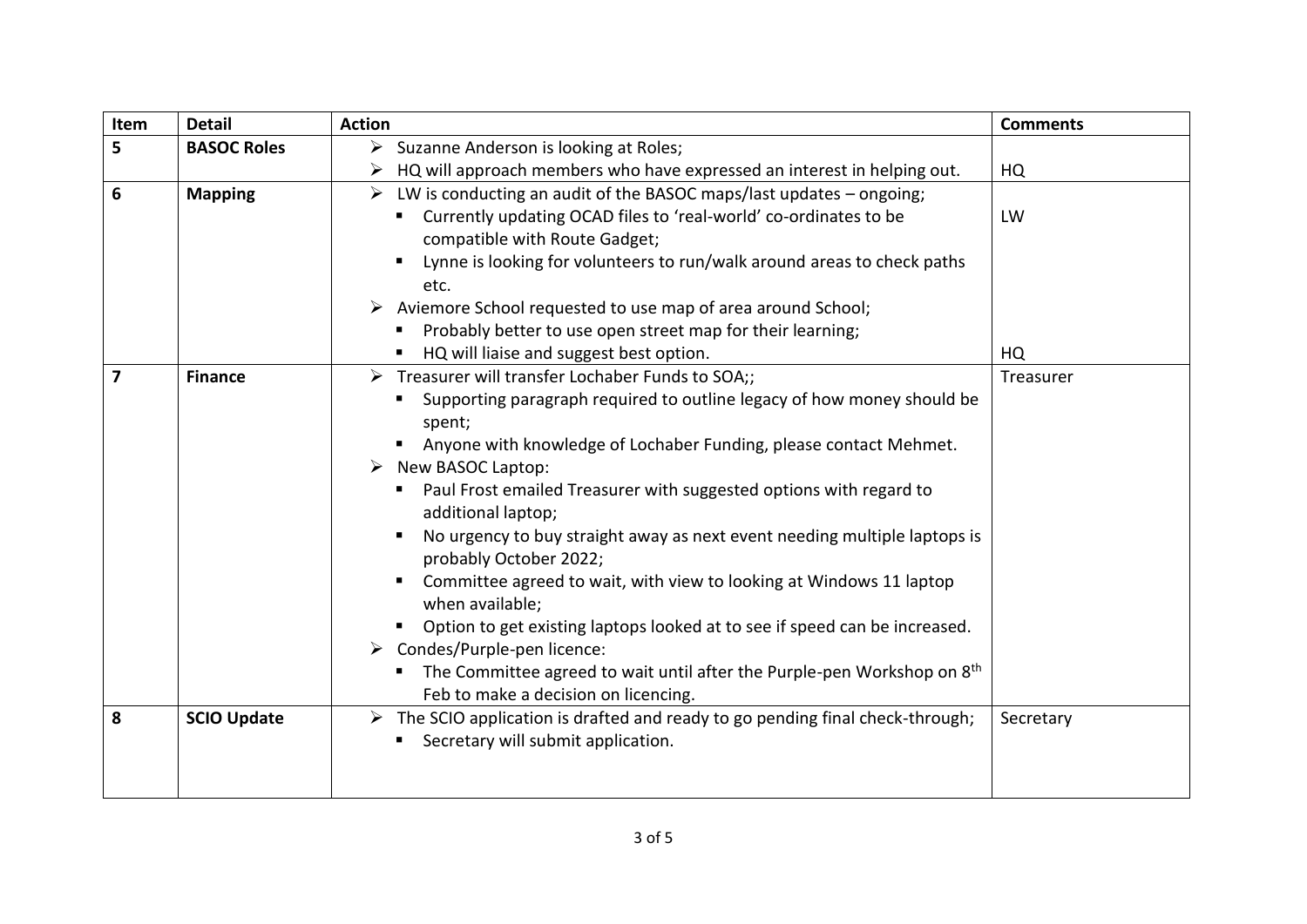| Item | Detail | Action | Comments |
|---|---|---|---|
| 5 | **BASOC Roles** | ➢ Suzanne Anderson is looking at Roles;<br>➢ HQ will approach members who have expressed an interest in helping out. | HQ |
| 6 | **Mapping** | ➢ LW is conducting an audit of the BASOC maps/last updates – ongoing;<br>▪ Currently updating OCAD files to 'real-world' co-ordinates to be compatible with Route Gadget;<br>▪ Lynne is looking for volunteers to run/walk around areas to check paths etc.<br>➢ Aviemore School requested to use map of area around School;<br>▪ Probably better to use open street map for their learning;<br>▪ HQ will liaise and suggest best option. | LW<br><br>HQ |
| 7 | **Finance** | ➢ Treasurer will transfer Lochaber Funds to SOA;;<br>▪ Supporting paragraph required to outline legacy of how money should be spent;<br>▪ Anyone with knowledge of Lochaber Funding, please contact Mehmet.<br>➢ New BASOC Laptop:<br>▪ Paul Frost emailed Treasurer with suggested options with regard to additional laptop;<br>▪ No urgency to buy straight away as next event needing multiple laptops is probably October 2022;<br>▪ Committee agreed to wait, with view to looking at Windows 11 laptop when available;<br>▪ Option to get existing laptops looked at to see if speed can be increased.<br>➢ Condes/Purple-pen licence:<br>▪ The Committee agreed to wait until after the Purple-pen Workshop on 8th Feb to make a decision on licencing. | Treasurer |
| 8 | **SCIO Update** | ➢ The SCIO application is drafted and ready to go pending final check-through;<br>▪ Secretary will submit application. | Secretary |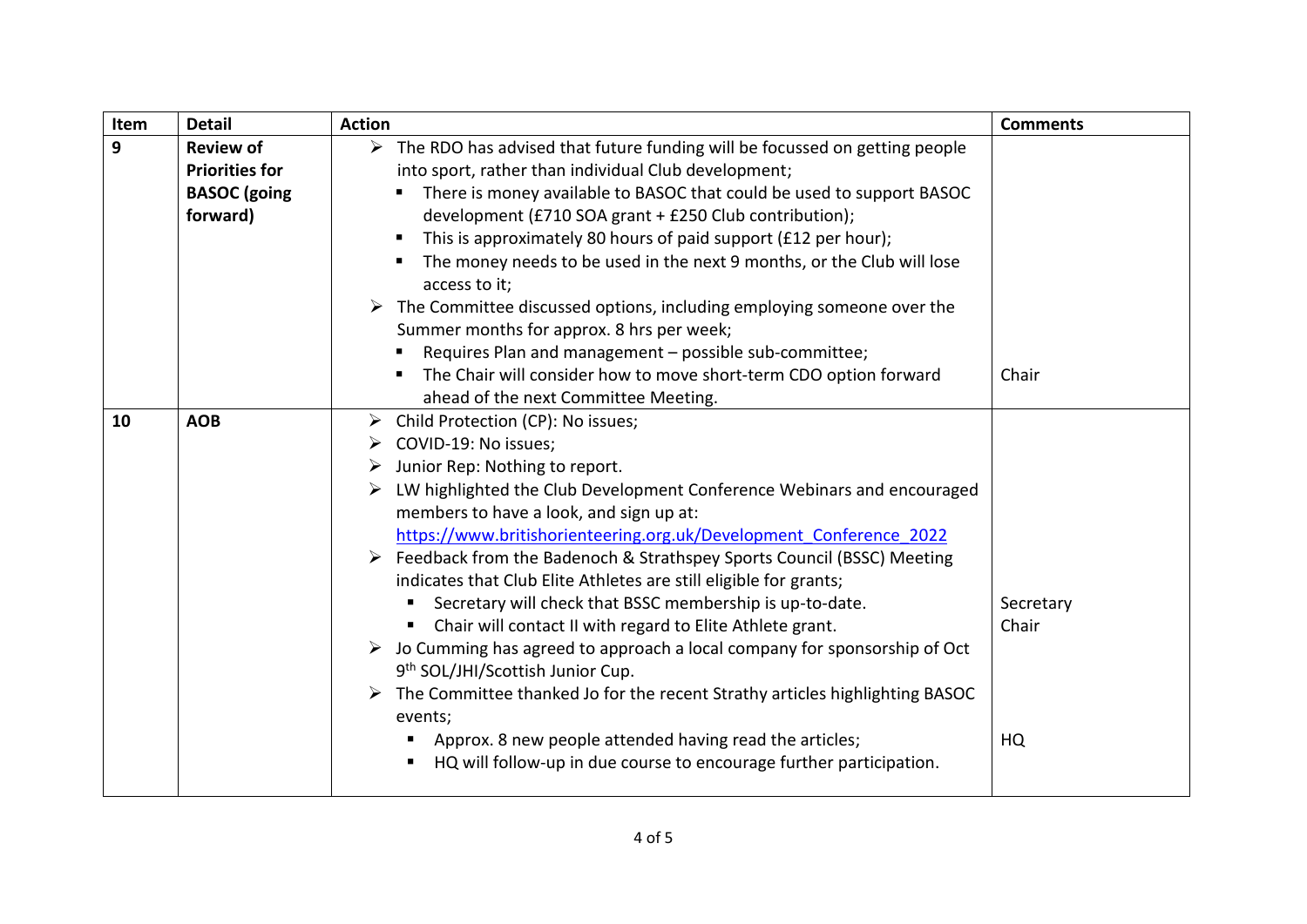| Item | Detail | Action | Comments |
|---|---|---|---|
| 9 | **Review of Priorities for BASOC (going forward)** | ➢ The RDO has advised that future funding will be focussed on getting people into sport, rather than individual Club development;<br>▪ There is money available to BASOC that could be used to support BASOC development (£710 SOA grant + £250 Club contribution);<br>▪ This is approximately 80 hours of paid support (£12 per hour);<br>▪ The money needs to be used in the next 9 months, or the Club will lose access to it;<br>➢ The Committee discussed options, including employing someone over the Summer months for approx. 8 hrs per week;<br>▪ Requires Plan and management – possible sub-committee;<br>▪ The Chair will consider how to move short-term CDO option forward ahead of the next Committee Meeting. | <br><br><br><br><br><br><br>Chair |
| 10 | **AOB** | ➢ Child Protection (CP): No issues;<br>➢ COVID-19: No issues;<br>➢ Junior Rep: Nothing to report.<br>➢ LW highlighted the Club Development Conference Webinars and encouraged members to have a look, and sign up at: https://www.britishorienteering.org.uk/Development_Conference_2022<br>➢ Feedback from the Badenoch & Strathspey Sports Council (BSSC) Meeting indicates that Club Elite Athletes are still eligible for grants;<br>▪ Secretary will check that BSSC membership is up-to-date.<br>▪ Chair will contact II with regard to Elite Athlete grant.<br>➢ Jo Cumming has agreed to approach a local company for sponsorship of Oct 9th SOL/JHI/Scottish Junior Cup.<br>➢ The Committee thanked Jo for the recent Strathy articles highlighting BASOC events;<br>▪ Approx. 8 new people attended having read the articles;<br>▪ HQ will follow-up in due course to encourage further participation. | <br><br><br><br><br>Secretary<br>Chair<br><br><br>HQ |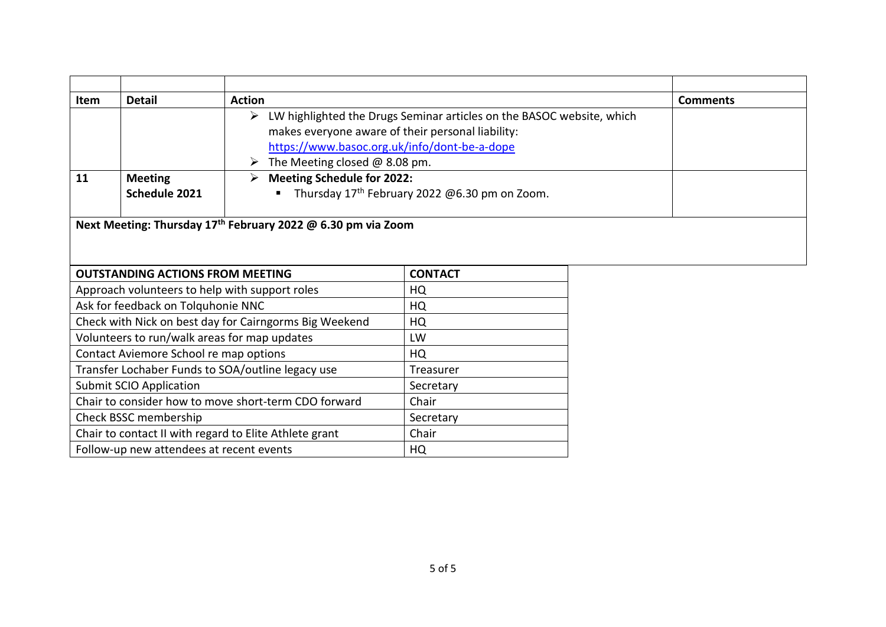| Item | Detail | Action | Comments |
|---|---|---|---|
| | | ➢ LW highlighted the Drugs Seminar articles on the BASOC website, which makes everyone aware of their personal liability: https://www.basoc.org.uk/info/dont-be-a-dope<br>➢ The Meeting closed @ 8.08 pm. | |
| **11** | **Meeting Schedule 2021** | ➢ **Meeting Schedule for 2022:**<br>▪ Thursday 17th February 2022 @6.30 pm on Zoom. | |

**Next Meeting: Thursday 17th February 2022 @ 6.30 pm via Zoom**

| OUTSTANDING ACTIONS FROM MEETING | CONTACT |
|---|---|
| Approach volunteers to help with support roles | HQ |
| Ask for feedback on Tolquhonie NNC | HQ |
| Check with Nick on best day for Cairngorms Big Weekend | HQ |
| Volunteers to run/walk areas for map updates | LW |
| Contact Aviemore School re map options | HQ |
| Transfer Lochaber Funds to SOA/outline legacy use | Treasurer |
| Submit SCIO Application | Secretary |
| Chair to consider how to move short-term CDO forward | Chair |
| Check BSSC membership | Secretary |
| Chair to contact II with regard to Elite Athlete grant | Chair |
| Follow-up new attendees at recent events | HQ |